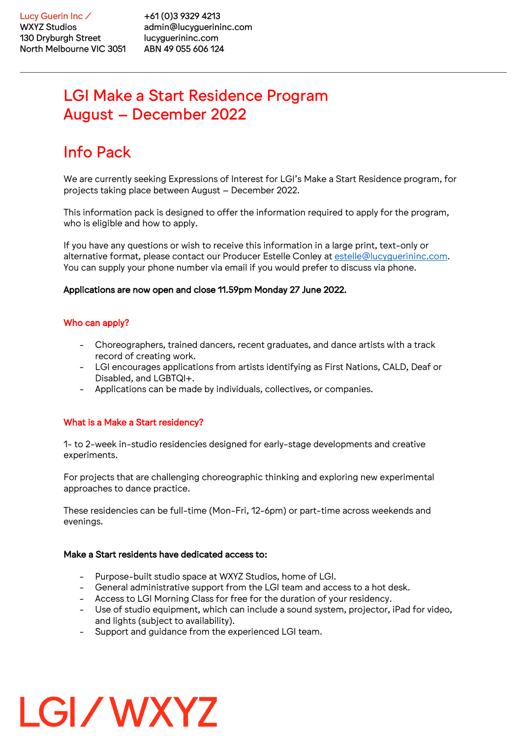Lucy Guerin Inc /
WXYZ Studios
130 Dryburgh Street
North Melbourne VIC 3051

+61 (0)3 9329 4213
admin@lucyguerininc.com
lucyguerininc.com
ABN 49 055 606 124

# LGI Make a Start Residence Program
# August – December 2022

# Info Pack

We are currently seeking Expressions of Interest for LGI's Make a Start Residence program, for projects taking place between August – December 2022.

This information pack is designed to offer the information required to apply for the program, who is eligible and how to apply.

If you have any questions or wish to receive this information in a large print, text-only or alternative format, please contact our Producer Estelle Conley at estelle@lucyguerininc.com. You can supply your phone number via email if you would prefer to discuss via phone.

**Applications are now open and close 11.59pm Monday 27 June 2022.**

## Who can apply?

- Choreographers, trained dancers, recent graduates, and dance artists with a track record of creating work.
- LGI encourages applications from artists identifying as First Nations, CALD, Deaf or Disabled, and LGBTQI+.
- Applications can be made by individuals, collectives, or companies.

## What is a Make a Start residency?

1- to 2-week in-studio residencies designed for early-stage developments and creative experiments.

For projects that are challenging choreographic thinking and exploring new experimental approaches to dance practice.

These residencies can be full-time (Mon-Fri, 12-6pm) or part-time across weekends and evenings.

**Make a Start residents have dedicated access to:**

- Purpose-built studio space at WXYZ Studios, home of LGI.
- General administrative support from the LGI team and access to a hot desk.
- Access to LGI Morning Class for free for the duration of your residency.
- Use of studio equipment, which can include a sound system, projector, iPad for video, and lights (subject to availability).
- Support and guidance from the experienced LGI team.

LGI / WXYZ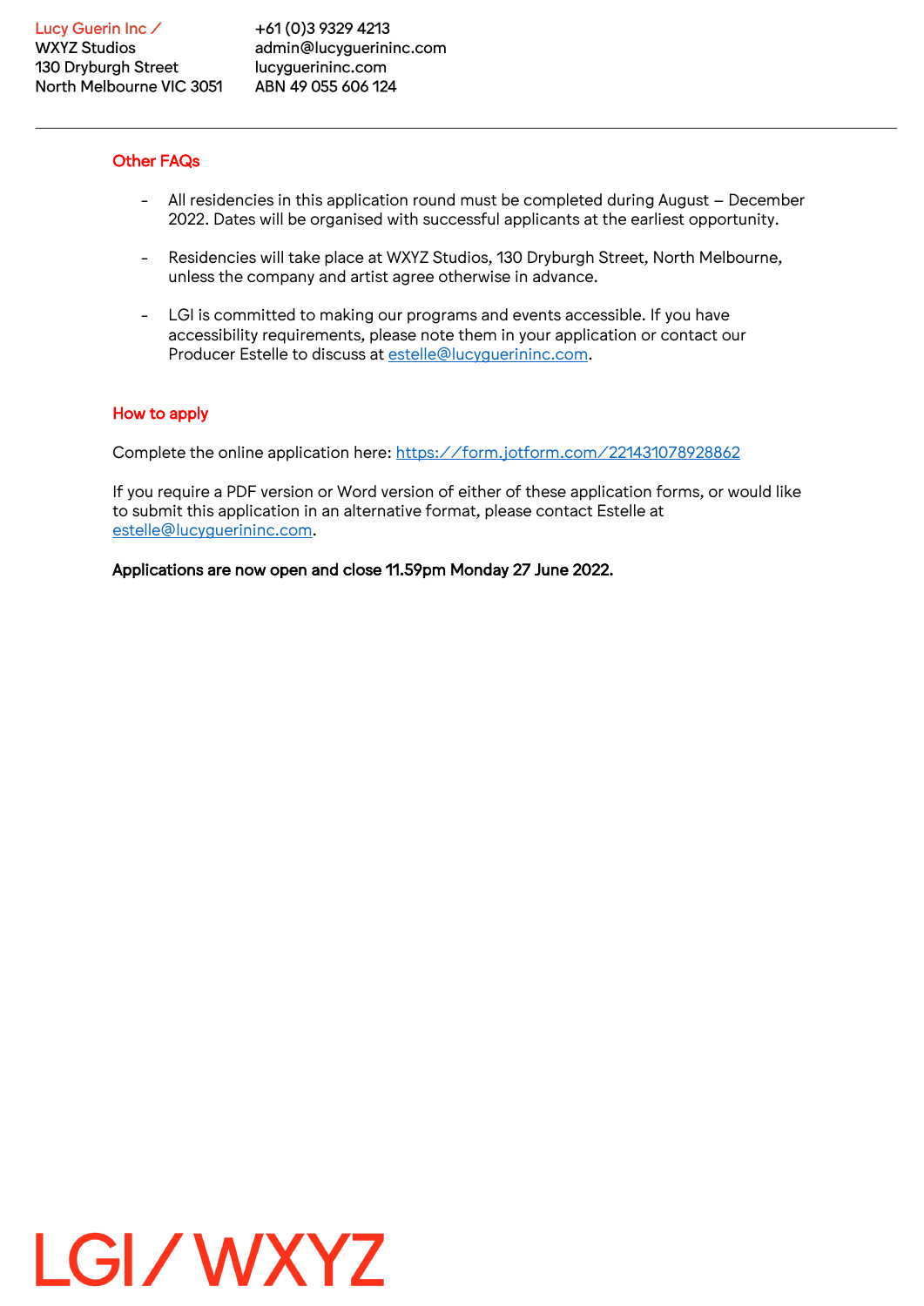## Other FAQs

- All residencies in this application round must be completed during August – December 2022. Dates will be organised with successful applicants at the earliest opportunity.
- Residencies will take place at WXYZ Studios, 130 Dryburgh Street, North Melbourne, unless the company and artist agree otherwise in advance.
- LGI is committed to making our programs and events accessible. If you have accessibility requirements, please note them in your application or contact our Producer Estelle to discuss at estelle@lucyguerininc.com.

## How to apply

Complete the online application here: https://form.jotform.com/221431078928862

If you require a PDF version or Word version of either of these application forms, or would like to submit this application in an alternative format, please contact Estelle at estelle@lucyguerininc.com.

**Applications are now open and close 11.59pm Monday 27 June 2022.**